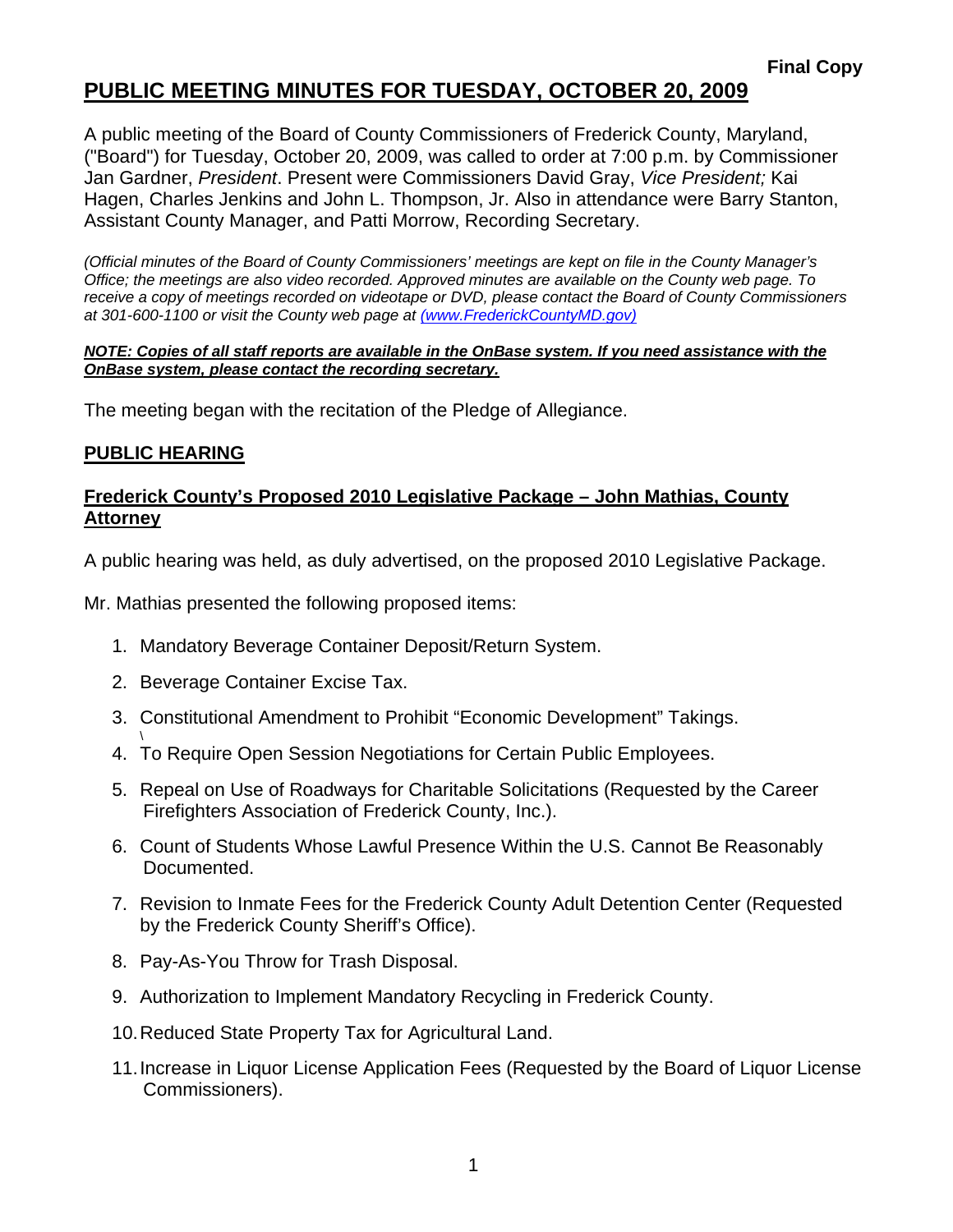**Final Copy**

# PUBLIC MEETING MINUTES FOR TUESDAY, OCTOBER 20, 2009

A public meeting of the Board of County Commissioners of Frederick County, Maryland, ("Board") for Tuesday, October 20, 2009, was called to order at 7:00 p.m. by Commissioner Jan Gardner, *President*. Present were Commissioners David Gray, *Vice President;* Kai Hagen, Charles Jenkins and John L. Thompson, Jr. Also in attendance were Barry Stanton, Assistant County Manager, and Patti Morrow, Recording Secretary.

*(Official minutes of the Board of County Commissioners' meetings are kept on file in the County Manager's Office; the meetings are also video recorded. Approved minutes are available on the County web page. To receive a copy of meetings recorded on videotape or DVD, please contact the Board of County Commissioners at 301-600-1100 or visit the County web page at (www.FrederickCountyMD.gov)*

***NOTE: Copies of all staff reports are available in the OnBase system. If you need assistance with the OnBase system, please contact the recording secretary.***

The meeting began with the recitation of the Pledge of Allegiance.

## PUBLIC HEARING

### Frederick County's Proposed 2010 Legislative Package – John Mathias, County Attorney

A public hearing was held, as duly advertised, on the proposed 2010 Legislative Package.

Mr. Mathias presented the following proposed items:

1. Mandatory Beverage Container Deposit/Return System.
2. Beverage Container Excise Tax.
3. Constitutional Amendment to Prohibit "Economic Development" Takings.
4. To Require Open Session Negotiations for Certain Public Employees.
5. Repeal on Use of Roadways for Charitable Solicitations (Requested by the Career Firefighters Association of Frederick County, Inc.).
6. Count of Students Whose Lawful Presence Within the U.S. Cannot Be Reasonably Documented.
7. Revision to Inmate Fees for the Frederick County Adult Detention Center (Requested by the Frederick County Sheriff's Office).
8. Pay-As-You Throw for Trash Disposal.
9. Authorization to Implement Mandatory Recycling in Frederick County.
10. Reduced State Property Tax for Agricultural Land.
11. Increase in Liquor License Application Fees (Requested by the Board of Liquor License Commissioners).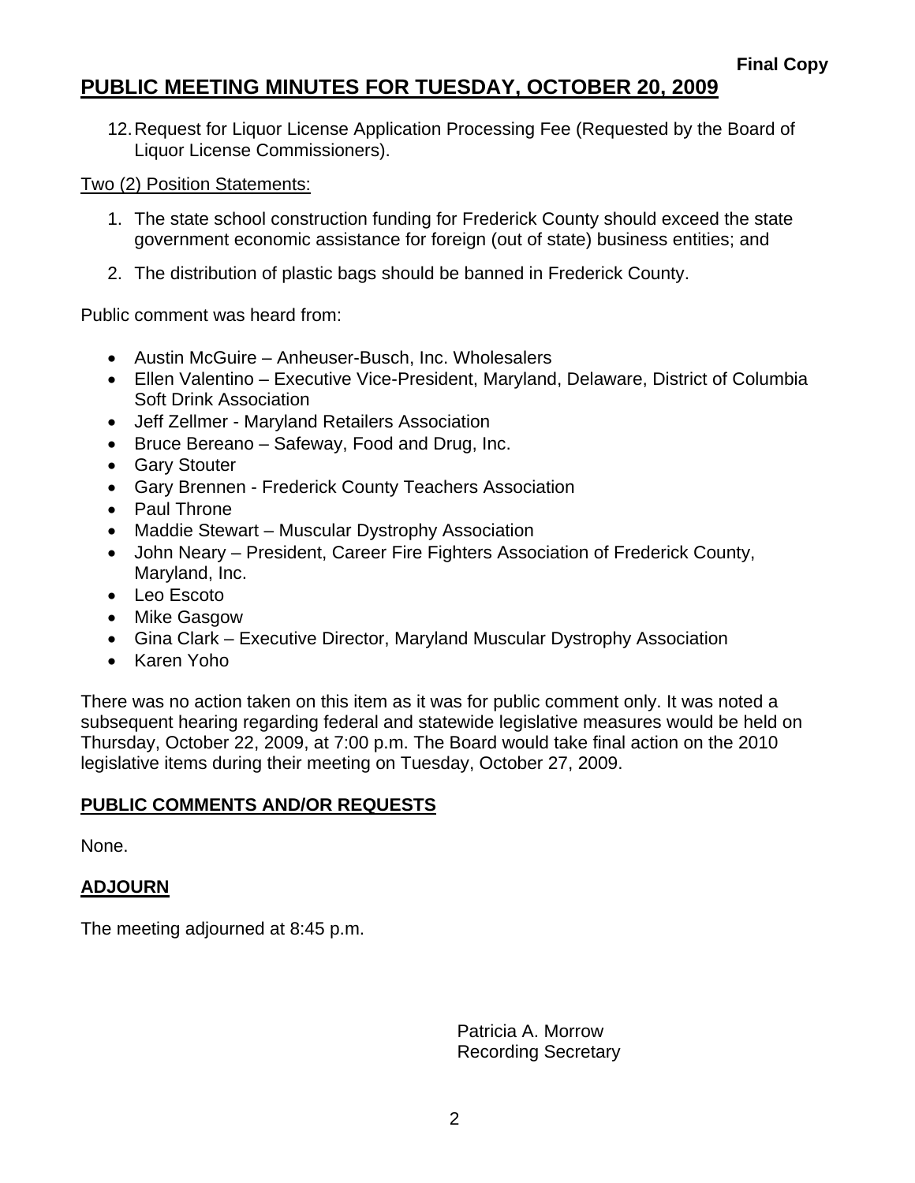12. Request for Liquor License Application Processing Fee (Requested by the Board of Liquor License Commissioners).

Two (2) Position Statements:

1. The state school construction funding for Frederick County should exceed the state government economic assistance for foreign (out of state) business entities; and

2. The distribution of plastic bags should be banned in Frederick County.

Public comment was heard from:

- Austin McGuire – Anheuser-Busch, Inc. Wholesalers
- Ellen Valentino – Executive Vice-President, Maryland, Delaware, District of Columbia Soft Drink Association
- Jeff Zellmer - Maryland Retailers Association
- Bruce Bereano – Safeway, Food and Drug, Inc.
- Gary Stouter
- Gary Brennen - Frederick County Teachers Association
- Paul Throne
- Maddie Stewart – Muscular Dystrophy Association
- John Neary – President, Career Fire Fighters Association of Frederick County, Maryland, Inc.
- Leo Escoto
- Mike Gasgow
- Gina Clark – Executive Director, Maryland Muscular Dystrophy Association
- Karen Yoho

There was no action taken on this item as it was for public comment only. It was noted a subsequent hearing regarding federal and statewide legislative measures would be held on Thursday, October 22, 2009, at 7:00 p.m. The Board would take final action on the 2010 legislative items during their meeting on Tuesday, October 27, 2009.

## PUBLIC COMMENTS AND/OR REQUESTS

None.

## ADJOURN

The meeting adjourned at 8:45 p.m.

Patricia A. Morrow
Recording Secretary